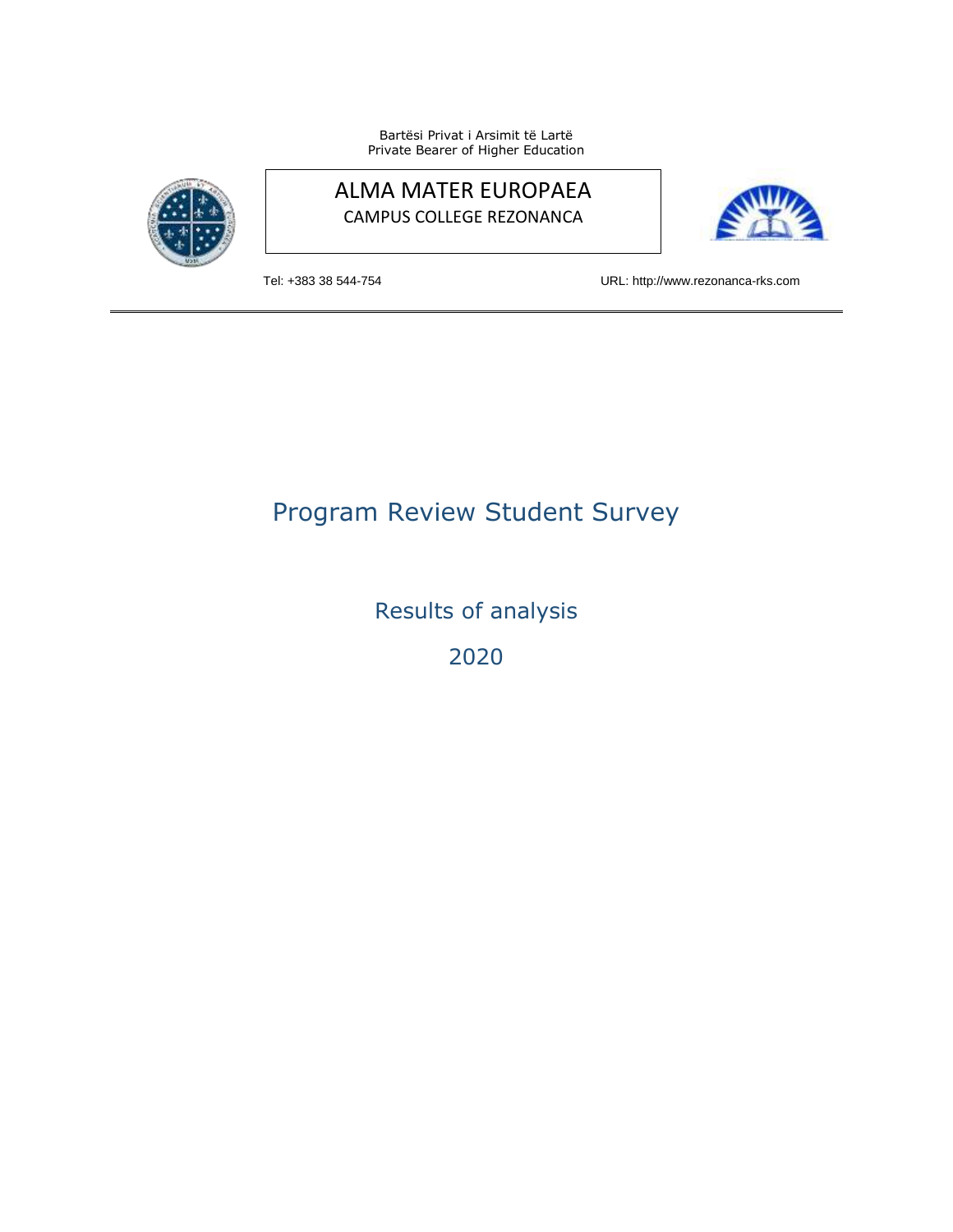Bartësi Privat i Arsimit të Lartë
Private Bearer of Higher Education

ALMA MATER EUROPAEA
CAMPUS COLLEGE REZONANCA

Tel: +383 38 544-754

URL: http://www.rezonanca-rks.com

# Program Review Student Survey

## Results of analysis

## 2020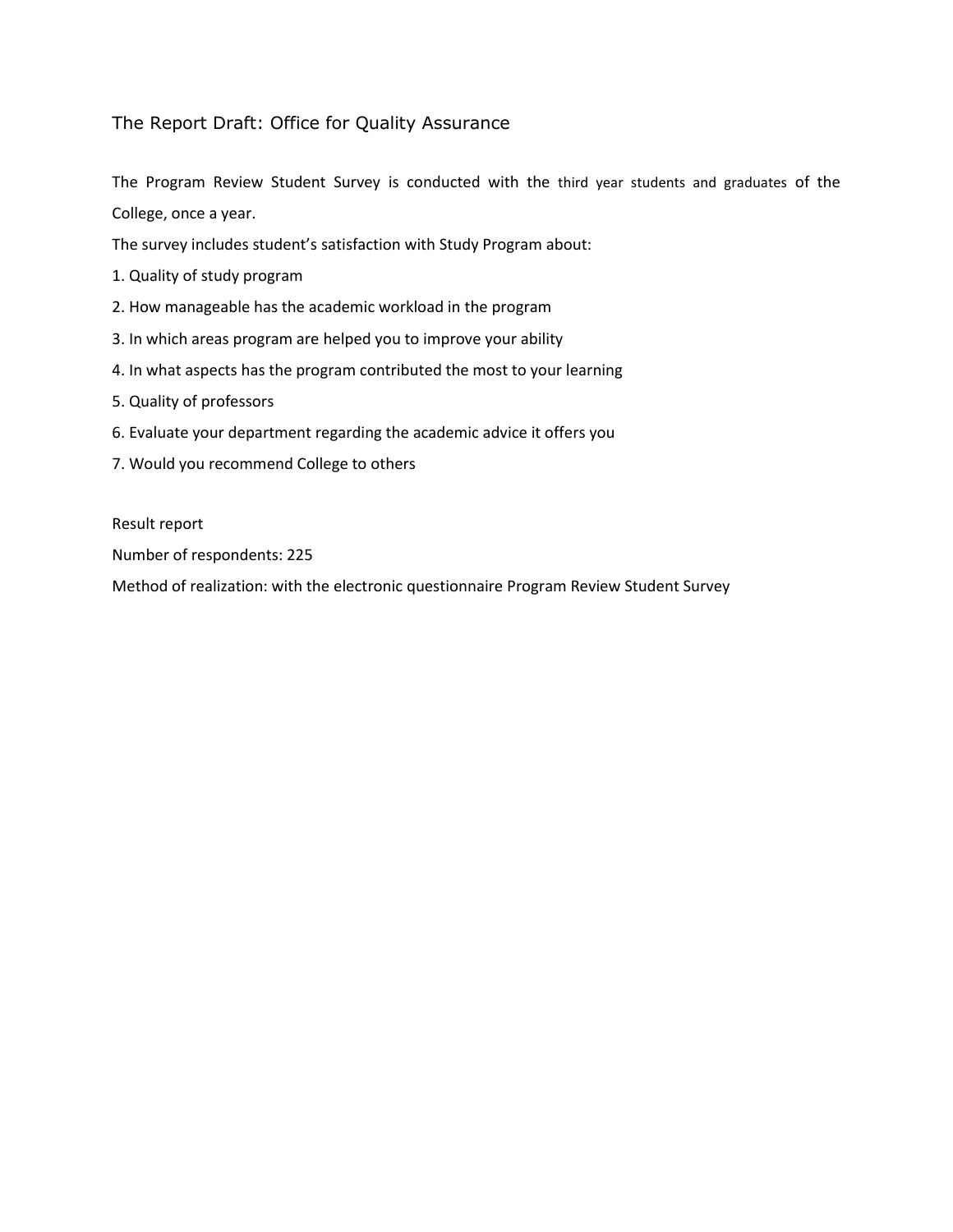## The Report Draft: Office for Quality Assurance

The Program Review Student Survey is conducted with the third year students and graduates of the College, once a year.

The survey includes student's satisfaction with Study Program about:

1. Quality of study program
2. How manageable has the academic workload in the program
3. In which areas program are helped you to improve your ability
4. In what aspects has the program contributed the most to your learning
5. Quality of professors
6. Evaluate your department regarding the academic advice it offers you
7. Would you recommend College to others

Result report

Number of respondents: 225

Method of realization: with the electronic questionnaire Program Review Student Survey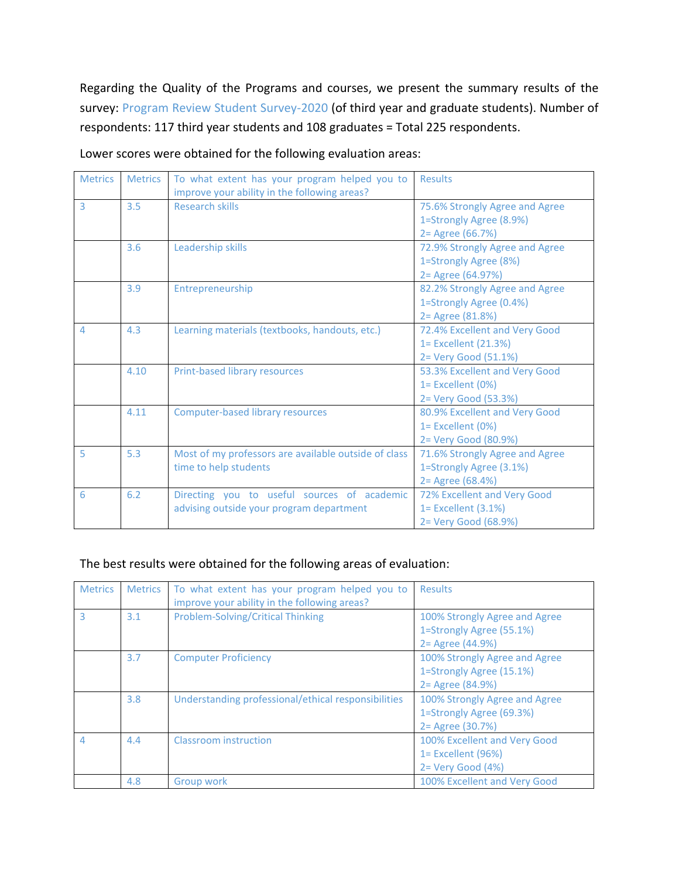Regarding the Quality of the Programs and courses, we present the summary results of the survey: Program Review Student Survey-2020 (of third year and graduate students). Number of respondents: 117 third year students and 108 graduates = Total 225 respondents.

Lower scores were obtained for the following evaluation areas:

| Metrics | Metrics | To what extent has your program helped you to improve your ability in the following areas? | Results |
|---|---|---|---|
| 3 | 3.5 | Research skills | 75.6% Strongly Agree and Agree<br>1=Strongly Agree (8.9%)<br>2= Agree (66.7%) |
| | 3.6 | Leadership skills | 72.9% Strongly Agree and Agree<br>1=Strongly Agree (8%)<br>2= Agree (64.97%) |
| | 3.9 | Entrepreneurship | 82.2% Strongly Agree and Agree<br>1=Strongly Agree (0.4%)<br>2= Agree (81.8%) |
| 4 | 4.3 | Learning materials (textbooks, handouts, etc.) | 72.4% Excellent and Very Good<br>1= Excellent (21.3%)<br>2= Very Good (51.1%) |
| | 4.10 | Print-based library resources | 53.3% Excellent and Very Good<br>1= Excellent (0%)<br>2= Very Good (53.3%) |
| | 4.11 | Computer-based library resources | 80.9% Excellent and Very Good<br>1= Excellent (0%)<br>2= Very Good (80.9%) |
| 5 | 5.3 | Most of my professors are available outside of class time to help students | 71.6% Strongly Agree and Agree<br>1=Strongly Agree (3.1%)<br>2= Agree (68.4%) |
| 6 | 6.2 | Directing you to useful sources of academic advising outside your program department | 72% Excellent and Very Good<br>1= Excellent (3.1%)<br>2= Very Good (68.9%) |

The best results were obtained for the following areas of evaluation:

| Metrics | Metrics | To what extent has your program helped you to improve your ability in the following areas? | Results |
|---|---|---|---|
| 3 | 3.1 | Problem-Solving/Critical Thinking | 100% Strongly Agree and Agree<br>1=Strongly Agree (55.1%)<br>2= Agree (44.9%) |
| | 3.7 | Computer Proficiency | 100% Strongly Agree and Agree<br>1=Strongly Agree (15.1%)<br>2= Agree (84.9%) |
| | 3.8 | Understanding professional/ethical responsibilities | 100% Strongly Agree and Agree<br>1=Strongly Agree (69.3%)<br>2= Agree (30.7%) |
| 4 | 4.4 | Classroom instruction | 100% Excellent and Very Good<br>1= Excellent (96%)<br>2= Very Good (4%) |
| | 4.8 | Group work | 100% Excellent and Very Good |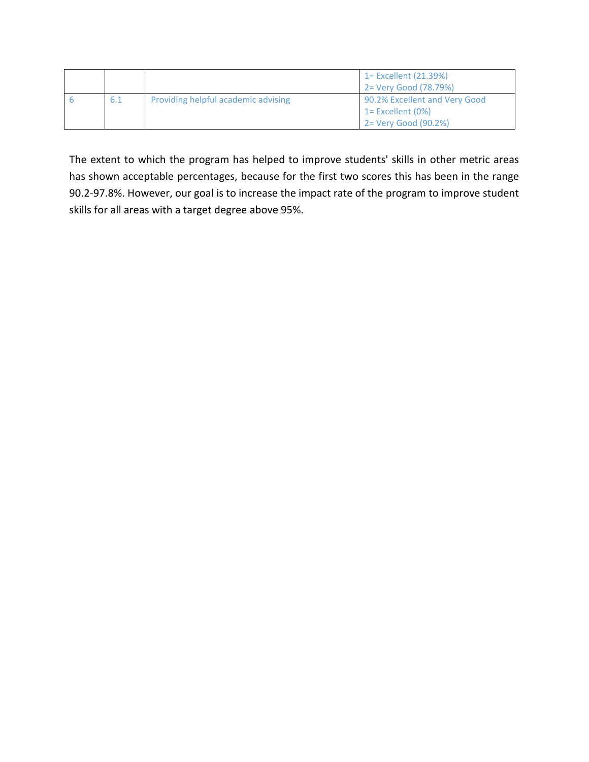|  |  |  | 1= Excellent (21.39%)<br>2= Very Good (78.79%) |
|---|---|---|---|
| 6 | 6.1 | Providing helpful academic advising | 90.2% Excellent and Very Good<br>1= Excellent (0%)<br>2= Very Good (90.2%) |

The extent to which the program has helped to improve students' skills in other metric areas has shown acceptable percentages, because for the first two scores this has been in the range 90.2-97.8%. However, our goal is to increase the impact rate of the program to improve student skills for all areas with a target degree above 95%.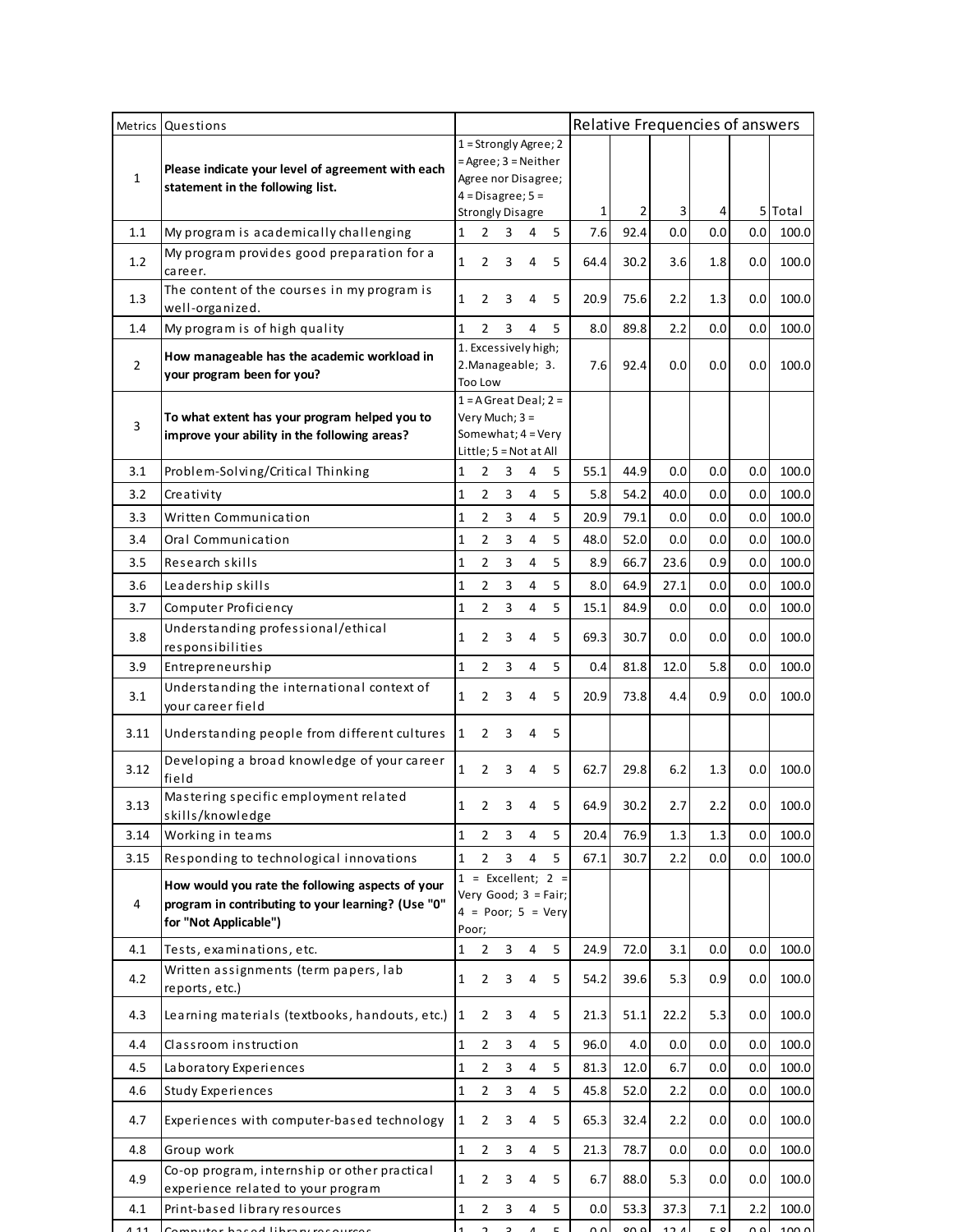| Metrics | Questions | | Relative Frequencies of answers | | | | | |
|---|---|---|---|---|---|---|---|---|
| 1 | **Please indicate your level of agreement with each statement in the following list.** | 1 = Strongly Agree; 2 = Agree; 3 = Neither Agree nor Disagree; 4 = Disagree; 5 = Strongly Disagre | 1 | 2 | 3 | 4 | 5 | Total |
| 1.1 | My program is academically challenging | 1 2 3 4 5 | 7.6 | 92.4 | 0.0 | 0.0 | 0.0 | 100.0 |
| 1.2 | My program provides good preparation for a career. | 1 2 3 4 5 | 64.4 | 30.2 | 3.6 | 1.8 | 0.0 | 100.0 |
| 1.3 | The content of the courses in my program is well-organized. | 1 2 3 4 5 | 20.9 | 75.6 | 2.2 | 1.3 | 0.0 | 100.0 |
| 1.4 | My program is of high quality | 1 2 3 4 5 | 8.0 | 89.8 | 2.2 | 0.0 | 0.0 | 100.0 |
| 2 | **How manageable has the academic workload in your program been for you?** | 1. Excessively high; 2.Manageable; 3. Too Low | 7.6 | 92.4 | 0.0 | 0.0 | 0.0 | 100.0 |
| 3 | **To what extent has your program helped you to improve your ability in the following areas?** | 1 = A Great Deal; 2 = Very Much; 3 = Somewhat; 4 = Very Little; 5 = Not at All | | | | | | |
| 3.1 | Problem-Solving/Critical Thinking | 1 2 3 4 5 | 55.1 | 44.9 | 0.0 | 0.0 | 0.0 | 100.0 |
| 3.2 | Creativity | 1 2 3 4 5 | 5.8 | 54.2 | 40.0 | 0.0 | 0.0 | 100.0 |
| 3.3 | Written Communication | 1 2 3 4 5 | 20.9 | 79.1 | 0.0 | 0.0 | 0.0 | 100.0 |
| 3.4 | Oral Communication | 1 2 3 4 5 | 48.0 | 52.0 | 0.0 | 0.0 | 0.0 | 100.0 |
| 3.5 | Research skills | 1 2 3 4 5 | 8.9 | 66.7 | 23.6 | 0.9 | 0.0 | 100.0 |
| 3.6 | Leadership skills | 1 2 3 4 5 | 8.0 | 64.9 | 27.1 | 0.0 | 0.0 | 100.0 |
| 3.7 | Computer Proficiency | 1 2 3 4 5 | 15.1 | 84.9 | 0.0 | 0.0 | 0.0 | 100.0 |
| 3.8 | Understanding professional/ethical responsibilities | 1 2 3 4 5 | 69.3 | 30.7 | 0.0 | 0.0 | 0.0 | 100.0 |
| 3.9 | Entrepreneurship | 1 2 3 4 5 | 0.4 | 81.8 | 12.0 | 5.8 | 0.0 | 100.0 |
| 3.1 | Understanding the international context of your career field | 1 2 3 4 5 | 20.9 | 73.8 | 4.4 | 0.9 | 0.0 | 100.0 |
| 3.11 | Understanding people from different cultures | 1 2 3 4 5 | | | | | | |
| 3.12 | Developing a broad knowledge of your career field | 1 2 3 4 5 | 62.7 | 29.8 | 6.2 | 1.3 | 0.0 | 100.0 |
| 3.13 | Mastering specific employment related skills/knowledge | 1 2 3 4 5 | 64.9 | 30.2 | 2.7 | 2.2 | 0.0 | 100.0 |
| 3.14 | Working in teams | 1 2 3 4 5 | 20.4 | 76.9 | 1.3 | 1.3 | 0.0 | 100.0 |
| 3.15 | Responding to technological innovations | 1 2 3 4 5 | 67.1 | 30.7 | 2.2 | 0.0 | 0.0 | 100.0 |
| 4 | **How would you rate the following aspects of your program in contributing to your learning? (Use "0" for "Not Applicable")** | 1 = Excellent; 2 = Very Good; 3 = Fair; 4 = Poor; 5 = Very Poor; | | | | | | |
| 4.1 | Tests, examinations, etc. | 1 2 3 4 5 | 24.9 | 72.0 | 3.1 | 0.0 | 0.0 | 100.0 |
| 4.2 | Written assignments (term papers, lab reports, etc.) | 1 2 3 4 5 | 54.2 | 39.6 | 5.3 | 0.9 | 0.0 | 100.0 |
| 4.3 | Learning materials (textbooks, handouts, etc.) | 1 2 3 4 5 | 21.3 | 51.1 | 22.2 | 5.3 | 0.0 | 100.0 |
| 4.4 | Classroom instruction | 1 2 3 4 5 | 96.0 | 4.0 | 0.0 | 0.0 | 0.0 | 100.0 |
| 4.5 | Laboratory Experiences | 1 2 3 4 5 | 81.3 | 12.0 | 6.7 | 0.0 | 0.0 | 100.0 |
| 4.6 | Study Experiences | 1 2 3 4 5 | 45.8 | 52.0 | 2.2 | 0.0 | 0.0 | 100.0 |
| 4.7 | Experiences with computer-based technology | 1 2 3 4 5 | 65.3 | 32.4 | 2.2 | 0.0 | 0.0 | 100.0 |
| 4.8 | Group work | 1 2 3 4 5 | 21.3 | 78.7 | 0.0 | 0.0 | 0.0 | 100.0 |
| 4.9 | Co-op program, internship or other practical experience related to your program | 1 2 3 4 5 | 6.7 | 88.0 | 5.3 | 0.0 | 0.0 | 100.0 |
| 4.1 | Print-based library resources | 1 2 3 4 5 | 0.0 | 53.3 | 37.3 | 7.1 | 2.2 | 100.0 |
| 4.11 | Computer-based library resources | 1 2 3 4 5 | 0.0 | 80.9 | 12.4 | 5.8 | 0.9 | 100.0 |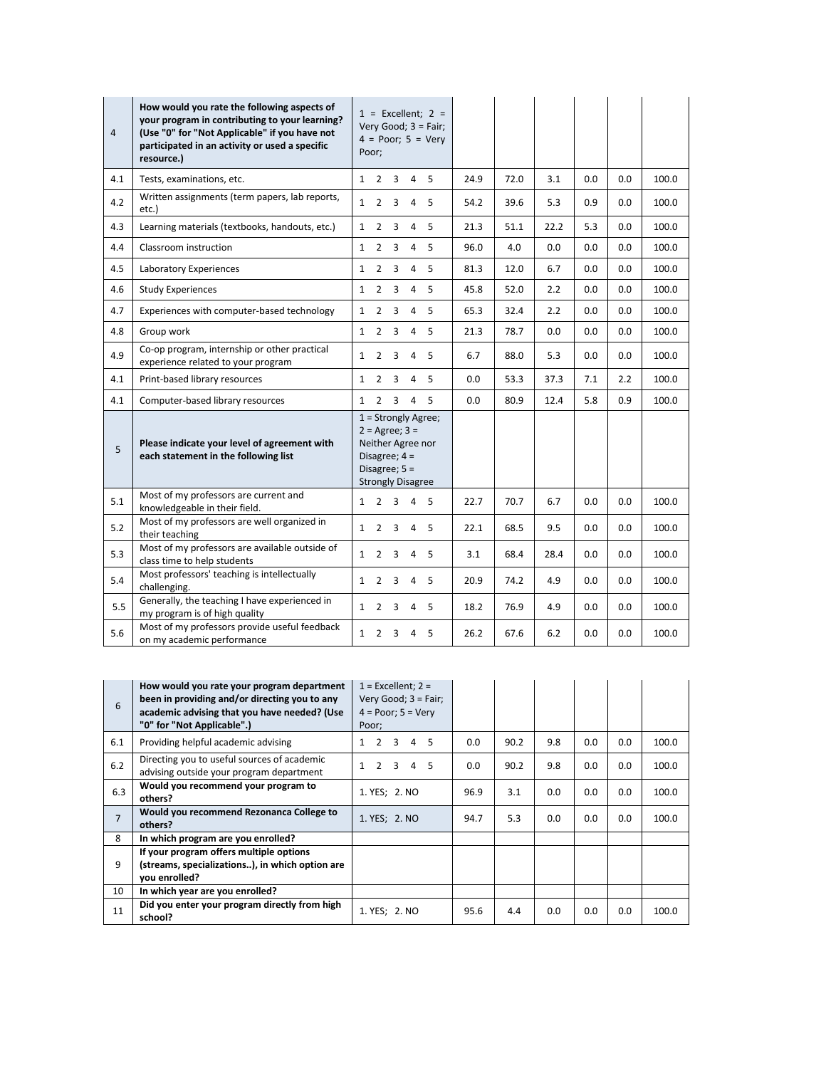| | | | | | | | | |
|---|---|---|---|---|---|---|---|---|
| 4 | **How would you rate the following aspects of your program in contributing to your learning? (Use "0" for "Not Applicable" if you have not participated in an activity or used a specific resource.)** | 1 = Excellent; 2 = Very Good; 3 = Fair; 4 = Poor; 5 = Very Poor; | | | | | | |
| 4.1 | Tests, examinations, etc. | 1 2 3 4 5 | 24.9 | 72.0 | 3.1 | 0.0 | 0.0 | 100.0 |
| 4.2 | Written assignments (term papers, lab reports, etc.) | 1 2 3 4 5 | 54.2 | 39.6 | 5.3 | 0.9 | 0.0 | 100.0 |
| 4.3 | Learning materials (textbooks, handouts, etc.) | 1 2 3 4 5 | 21.3 | 51.1 | 22.2 | 5.3 | 0.0 | 100.0 |
| 4.4 | Classroom instruction | 1 2 3 4 5 | 96.0 | 4.0 | 0.0 | 0.0 | 0.0 | 100.0 |
| 4.5 | Laboratory Experiences | 1 2 3 4 5 | 81.3 | 12.0 | 6.7 | 0.0 | 0.0 | 100.0 |
| 4.6 | Study Experiences | 1 2 3 4 5 | 45.8 | 52.0 | 2.2 | 0.0 | 0.0 | 100.0 |
| 4.7 | Experiences with computer-based technology | 1 2 3 4 5 | 65.3 | 32.4 | 2.2 | 0.0 | 0.0 | 100.0 |
| 4.8 | Group work | 1 2 3 4 5 | 21.3 | 78.7 | 0.0 | 0.0 | 0.0 | 100.0 |
| 4.9 | Co-op program, internship or other practical experience related to your program | 1 2 3 4 5 | 6.7 | 88.0 | 5.3 | 0.0 | 0.0 | 100.0 |
| 4.1 | Print-based library resources | 1 2 3 4 5 | 0.0 | 53.3 | 37.3 | 7.1 | 2.2 | 100.0 |
| 4.1 | Computer-based library resources | 1 2 3 4 5 | 0.0 | 80.9 | 12.4 | 5.8 | 0.9 | 100.0 |
| 5 | **Please indicate your level of agreement with each statement in the following list** | 1 = Strongly Agree; 2 = Agree; 3 = Neither Agree nor Disagree; 4 = Disagree; 5 = Strongly Disagree | | | | | | |
| 5.1 | Most of my professors are current and knowledgeable in their field. | 1 2 3 4 5 | 22.7 | 70.7 | 6.7 | 0.0 | 0.0 | 100.0 |
| 5.2 | Most of my professors are well organized in their teaching | 1 2 3 4 5 | 22.1 | 68.5 | 9.5 | 0.0 | 0.0 | 100.0 |
| 5.3 | Most of my professors are available outside of class time to help students | 1 2 3 4 5 | 3.1 | 68.4 | 28.4 | 0.0 | 0.0 | 100.0 |
| 5.4 | Most professors' teaching is intellectually challenging. | 1 2 3 4 5 | 20.9 | 74.2 | 4.9 | 0.0 | 0.0 | 100.0 |
| 5.5 | Generally, the teaching I have experienced in my program is of high quality | 1 2 3 4 5 | 18.2 | 76.9 | 4.9 | 0.0 | 0.0 | 100.0 |
| 5.6 | Most of my professors provide useful feedback on my academic performance | 1 2 3 4 5 | 26.2 | 67.6 | 6.2 | 0.0 | 0.0 | 100.0 |

| | | | | | | | | |
|---|---|---|---|---|---|---|---|---|
| 6 | **How would you rate your program department been in providing and/or directing you to any academic advising that you have needed? (Use "0" for "Not Applicable".)** | 1 = Excellent; 2 = Very Good; 3 = Fair; 4 = Poor; 5 = Very Poor; | | | | | | |
| 6.1 | Providing helpful academic advising | 1 2 3 4 5 | 0.0 | 90.2 | 9.8 | 0.0 | 0.0 | 100.0 |
| 6.2 | Directing you to useful sources of academic advising outside your program department | 1 2 3 4 5 | 0.0 | 90.2 | 9.8 | 0.0 | 0.0 | 100.0 |
| 6.3 | **Would you recommend your program to others?** | 1. YES; 2. NO | 96.9 | 3.1 | 0.0 | 0.0 | 0.0 | 100.0 |
| 7 | **Would you recommend Rezonanca College to others?** | 1. YES; 2. NO | 94.7 | 5.3 | 0.0 | 0.0 | 0.0 | 100.0 |
| 8 | **In which program are you enrolled?** | | | | | | | |
| 9 | **If your program offers multiple options (streams, specializations..), in which option are you enrolled?** | | | | | | | |
| 10 | **In which year are you enrolled?** | | | | | | | |
| 11 | **Did you enter your program directly from high school?** | 1. YES; 2. NO | 95.6 | 4.4 | 0.0 | 0.0 | 0.0 | 100.0 |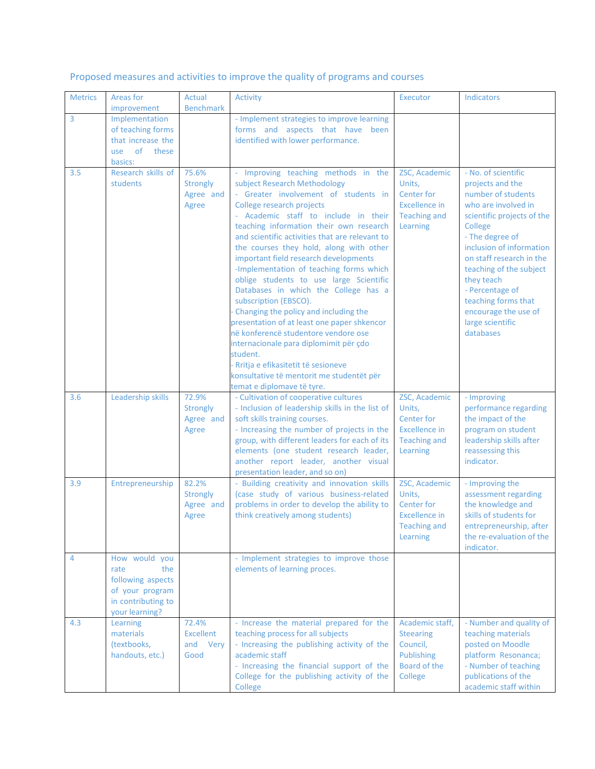Proposed measures and activities to improve the quality of programs and courses

| Metrics | Areas for improvement | Actual Benchmark | Activity | Executor | Indicators |
|---|---|---|---|---|---|
| 3 | Implementation of teaching forms that increase the use of these basics: | | - Implement strategies to improve learning forms and aspects that have been identified with lower performance. | | |
| 3.5 | Research skills of students | 75.6% Strongly Agree and Agree | - Improving teaching methods in the subject Research Methodology<br>- Greater involvement of students in College research projects<br>- Academic staff to include in their teaching information their own research and scientific activities that are relevant to the courses they hold, along with other important field research developments<br>-Implementation of teaching forms which oblige students to use large Scientific Databases in which the College has a subscription (EBSCO).<br>- Changing the policy and including the presentation of at least one paper shkencor në konferencë studentore vendore ose internacionale para diplomimit për çdo student.<br>- Rritja e efikasitetit të sesioneve konsultative të mentorit me studentët për temat e diplomave të tyre. | ZSC, Academic Units, Center for Excellence in Teaching and Learning | - No. of scientific projects and the number of students who are involved in scientific projects of the College<br>- The degree of inclusion of information on staff research in the teaching of the subject they teach<br>- Percentage of teaching forms that encourage the use of large scientific databases |
| 3.6 | Leadership skills | 72.9% Strongly Agree and Agree | - Cultivation of cooperative cultures<br>- Inclusion of leadership skills in the list of soft skills training courses.<br>- Increasing the number of projects in the group, with different leaders for each of its elements (one student research leader, another report leader, another visual presentation leader, and so on) | ZSC, Academic Units, Center for Excellence in Teaching and Learning | - Improving performance regarding the impact of the program on student leadership skills after reassessing this indicator. |
| 3.9 | Entrepreneurship | 82.2% Strongly Agree and Agree | - Building creativity and innovation skills (case study of various business-related problems in order to develop the ability to think creatively among students) | ZSC, Academic Units, Center for Excellence in Teaching and Learning | - Improving the assessment regarding the knowledge and skills of students for entrepreneurship, after the re-evaluation of the indicator. |
| 4 | How would you rate the following aspects of your program in contributing to your learning? | | - Implement strategies to improve those elements of learning proces. | | |
| 4.3 | Learning materials (textbooks, handouts, etc.) | 72.4% Excellent and Very Good | - Increase the material prepared for the teaching process for all subjects<br>- Increasing the publishing activity of the academic staff<br>- Increasing the financial support of the College for the publishing activity of the College | Academic staff, Steearing Council, Publishing Board of the College | - Number and quality of teaching materials posted on Moodle platform Resonanca;<br>- Number of teaching publications of the academic staff within |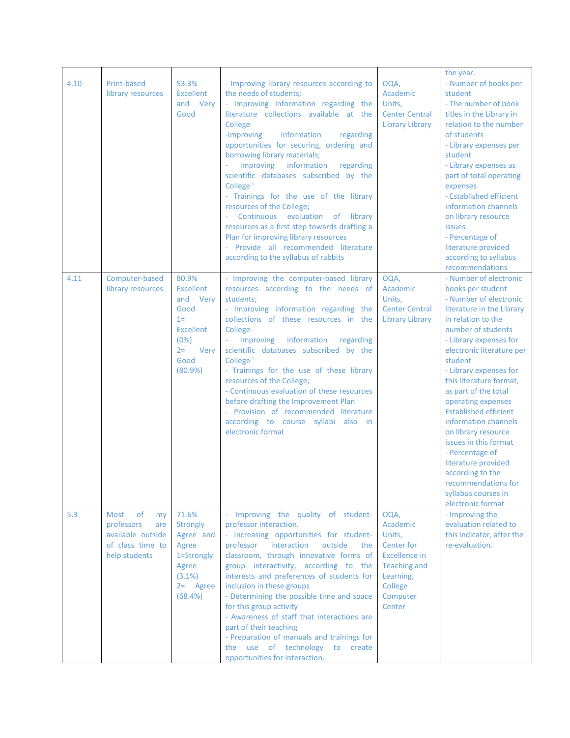| | | | | | |
|---|---|---|---|---|---|
| | | | | | the year. |
| 4.10 | Print-based library resources | 53.3% Excellent and Very Good | - Improving library resources according to the needs of students;<br>- Improving information regarding the literature collections available at the College<br>-Improving information regarding opportunities for securing, ordering and borrowing library materials;<br>- Improving information regarding scientific databases subscribed by the College '<br>- Trainings for the use of the library resources of the College;<br>- Continuous evaluation of library resources as a first step towards drafting a Plan for improving library resources<br>- Provide all recommended literature according to the syllabus of rabbits | OQA, Academic Units, Center Central Library Library | - Number of books per student<br>- The number of book titles in the Library in relation to the number of students<br>- Library expenses per student<br>- Library expenses as part of total operating expenses<br>- Established efficient information channels on library resource issues<br>- Percentage of literature provided according to syllabus recommendations |
| 4.11 | Computer-based library resources | 80.9% Excellent and Very Good<br>1= Excellent (0%)<br>2= Very Good (80.9%) | - Improving the computer-based library resources according to the needs of students;<br>- Improving information regarding the collections of these resources in the College<br>- Improving information regarding scientific databases subscribed by the College '<br>- Trainings for the use of these library resources of the College;<br>- Continuous evaluation of these resources before drafting the Improvement Plan<br>- Provision of recommended literature according to course syllabi also in electronic format | OQA, Academic Units, Center Central Library Library | - Number of electronic books per student<br>- Number of electronic literature in the Library in relation to the number of students<br>- Library expenses for electronic literature per student<br>- Library expenses for this literature format, as part of the total operating expenses Established efficient information channels on library resource issues in this format<br>- Percentage of literature provided according to the recommendations for syllabus courses in electronic format |
| 5.3 | Most of my professors are available outside of class time to help students | 71.6% Strongly Agree and Agree<br>1=Strongly Agree (3.1%)<br>2= Agree (68.4%) | - Improving the quality of student-professor interaction.<br>- Increasing opportunities for student-professor interaction outside the classroom, through innovative forms of group interactivity, according to the interests and preferences of students for inclusion in these groups<br>- Determining the possible time and space for this group activity<br>- Awareness of staff that interactions are part of their teaching<br>- Preparation of manuals and trainings for the use of technology to create opportunities for interaction. | OQA, Academic Units, Center for Excellence in Teaching and Learning, College Computer Center | - Improving the evaluation related to this indicator, after the re-evaluation. |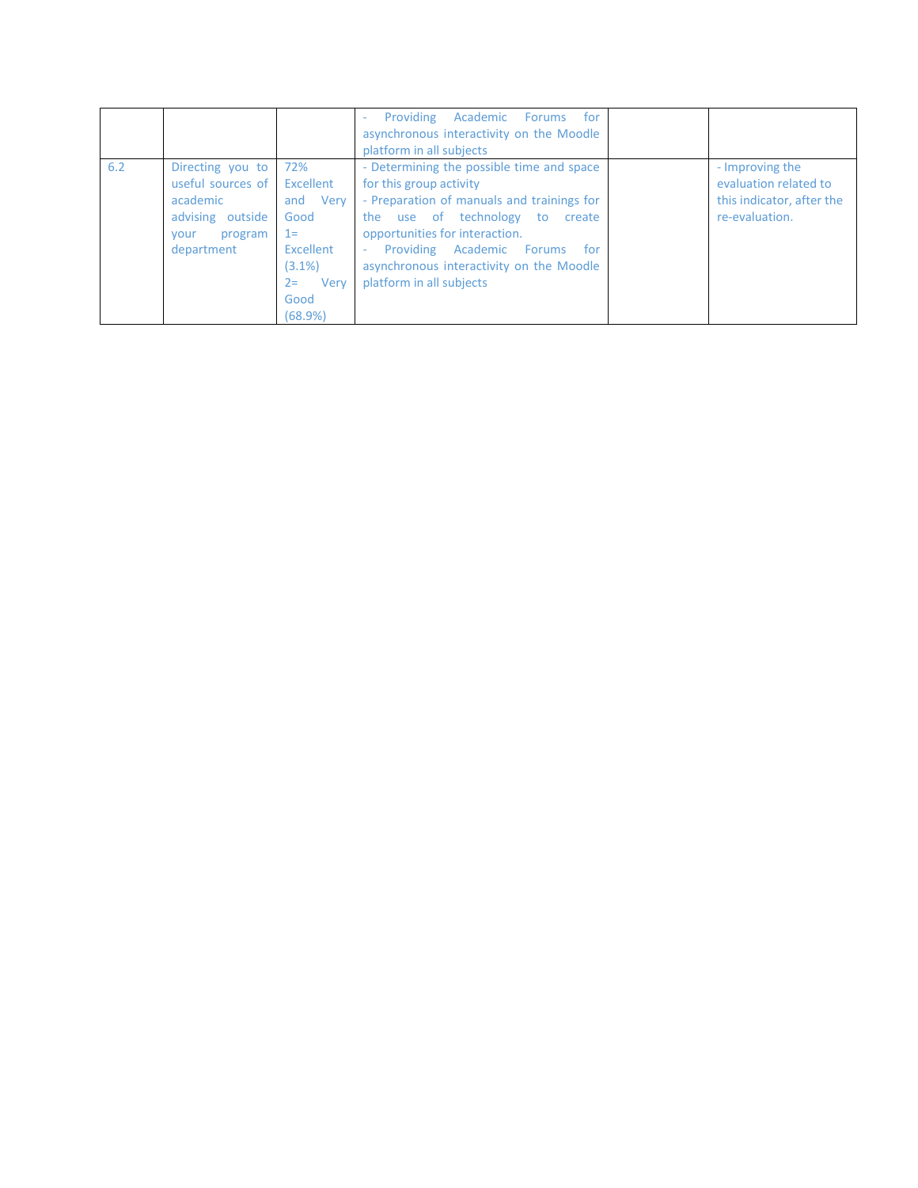| | | | - Providing Academic Forums for asynchronous interactivity on the Moodle platform in all subjects | | |
|---|---|---|---|---|---|
| 6.2 | Directing you to useful sources of academic advising outside your program department | 72% Excellent and Very Good 1= Excellent (3.1%) 2= Very Good (68.9%) | - Determining the possible time and space for this group activity<br>- Preparation of manuals and trainings for the use of technology to create opportunities for interaction.<br>- Providing Academic Forums for asynchronous interactivity on the Moodle platform in all subjects | | - Improving the evaluation related to this indicator, after the re-evaluation. |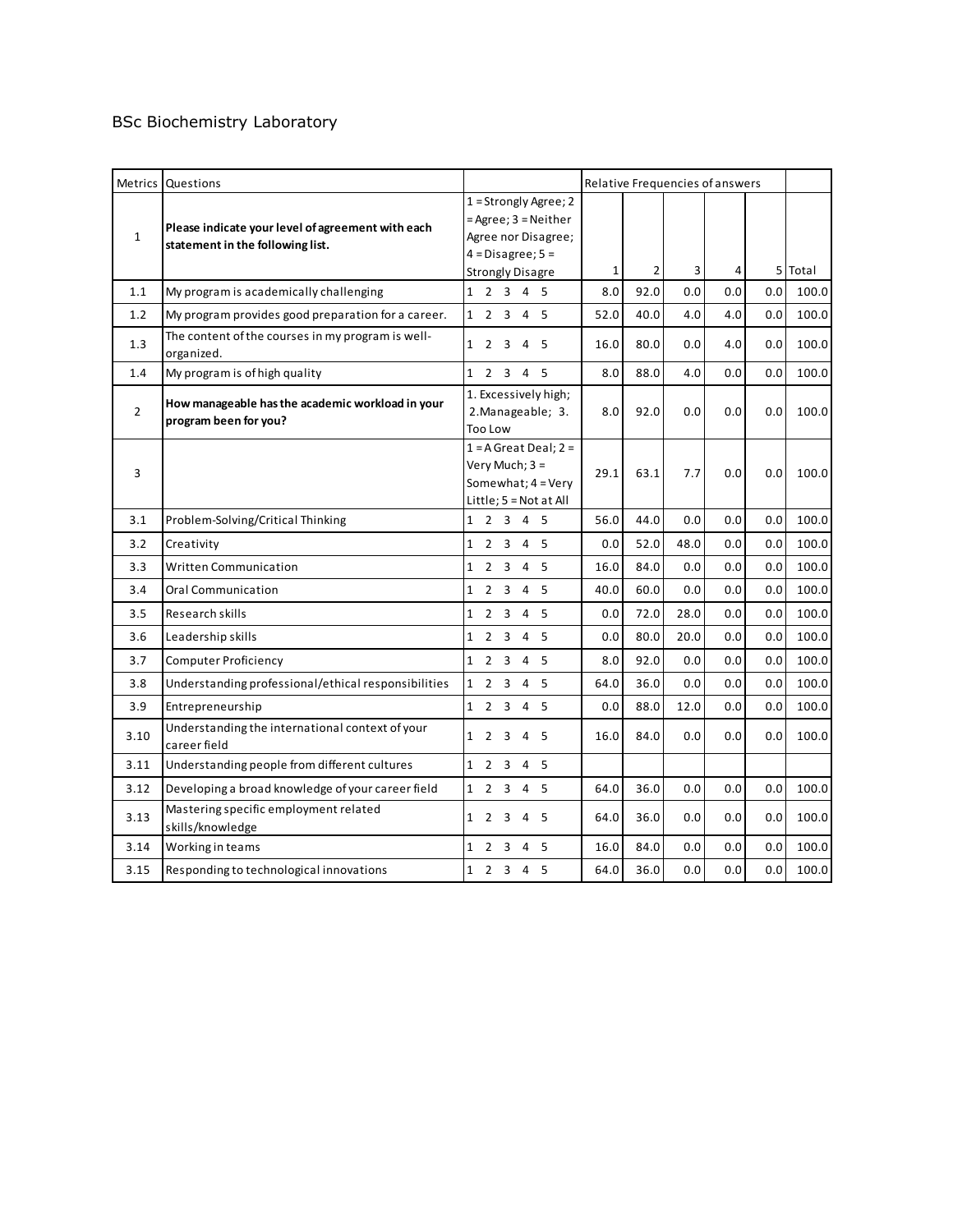BSc Biochemistry Laboratory

| Metrics | Questions | | Relative Frequencies of answers | | | | | |
|---|---|---|---|---|---|---|---|---|
| 1 | **Please indicate your level of agreement with each statement in the following list.** | 1 = Strongly Agree; 2 = Agree; 3 = Neither Agree nor Disagree; 4 = Disagree; 5 = Strongly Disagre | 1 | 2 | 3 | 4 | 5 | Total |
| 1.1 | My program is academically challenging | 1 2 3 4 5 | 8.0 | 92.0 | 0.0 | 0.0 | 0.0 | 100.0 |
| 1.2 | My program provides good preparation for a career. | 1 2 3 4 5 | 52.0 | 40.0 | 4.0 | 4.0 | 0.0 | 100.0 |
| 1.3 | The content of the courses in my program is well-organized. | 1 2 3 4 5 | 16.0 | 80.0 | 0.0 | 4.0 | 0.0 | 100.0 |
| 1.4 | My program is of high quality | 1 2 3 4 5 | 8.0 | 88.0 | 4.0 | 0.0 | 0.0 | 100.0 |
| 2 | **How manageable has the academic workload in your program been for you?** | 1. Excessively high; 2.Manageable; 3. Too Low | 8.0 | 92.0 | 0.0 | 0.0 | 0.0 | 100.0 |
| 3 | | 1 = A Great Deal; 2 = Very Much; 3 = Somewhat; 4 = Very Little; 5 = Not at All | 29.1 | 63.1 | 7.7 | 0.0 | 0.0 | 100.0 |
| 3.1 | Problem-Solving/Critical Thinking | 1 2 3 4 5 | 56.0 | 44.0 | 0.0 | 0.0 | 0.0 | 100.0 |
| 3.2 | Creativity | 1 2 3 4 5 | 0.0 | 52.0 | 48.0 | 0.0 | 0.0 | 100.0 |
| 3.3 | Written Communication | 1 2 3 4 5 | 16.0 | 84.0 | 0.0 | 0.0 | 0.0 | 100.0 |
| 3.4 | Oral Communication | 1 2 3 4 5 | 40.0 | 60.0 | 0.0 | 0.0 | 0.0 | 100.0 |
| 3.5 | Research skills | 1 2 3 4 5 | 0.0 | 72.0 | 28.0 | 0.0 | 0.0 | 100.0 |
| 3.6 | Leadership skills | 1 2 3 4 5 | 0.0 | 80.0 | 20.0 | 0.0 | 0.0 | 100.0 |
| 3.7 | Computer Proficiency | 1 2 3 4 5 | 8.0 | 92.0 | 0.0 | 0.0 | 0.0 | 100.0 |
| 3.8 | Understanding professional/ethical responsibilities | 1 2 3 4 5 | 64.0 | 36.0 | 0.0 | 0.0 | 0.0 | 100.0 |
| 3.9 | Entrepreneurship | 1 2 3 4 5 | 0.0 | 88.0 | 12.0 | 0.0 | 0.0 | 100.0 |
| 3.10 | Understanding the international context of your career field | 1 2 3 4 5 | 16.0 | 84.0 | 0.0 | 0.0 | 0.0 | 100.0 |
| 3.11 | Understanding people from different cultures | 1 2 3 4 5 | | | | | | |
| 3.12 | Developing a broad knowledge of your career field | 1 2 3 4 5 | 64.0 | 36.0 | 0.0 | 0.0 | 0.0 | 100.0 |
| 3.13 | Mastering specific employment related skills/knowledge | 1 2 3 4 5 | 64.0 | 36.0 | 0.0 | 0.0 | 0.0 | 100.0 |
| 3.14 | Working in teams | 1 2 3 4 5 | 16.0 | 84.0 | 0.0 | 0.0 | 0.0 | 100.0 |
| 3.15 | Responding to technological innovations | 1 2 3 4 5 | 64.0 | 36.0 | 0.0 | 0.0 | 0.0 | 100.0 |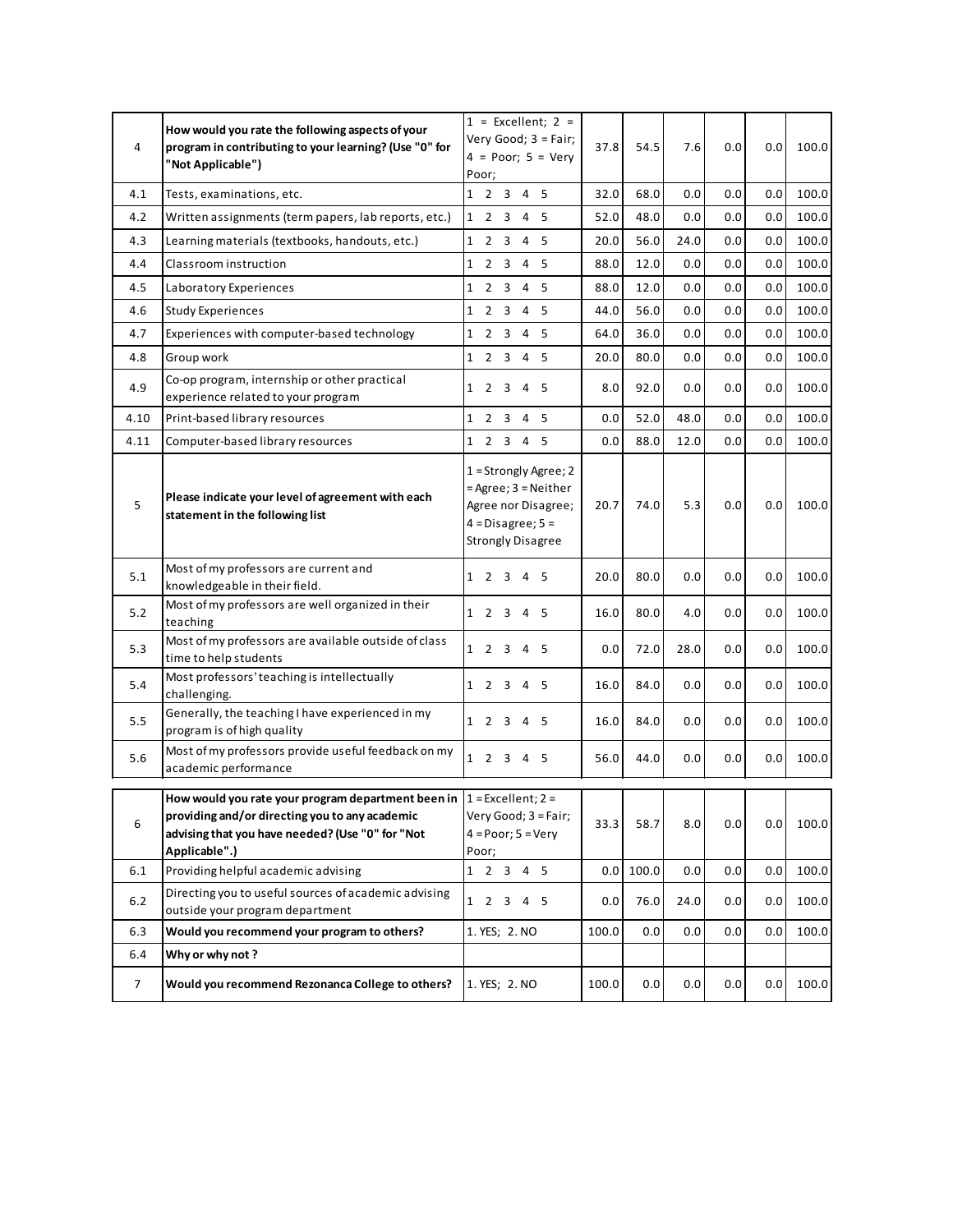| | | | | | | | | |
|---|---|---|---|---|---|---|---|---|
| 4 | **How would you rate the following aspects of your program in contributing to your learning? (Use "0" for "Not Applicable")** | 1 = Excellent; 2 = Very Good; 3 = Fair; 4 = Poor; 5 = Very Poor; | 37.8 | 54.5 | 7.6 | 0.0 | 0.0 | 100.0 |
| 4.1 | Tests, examinations, etc. | 1 2 3 4 5 | 32.0 | 68.0 | 0.0 | 0.0 | 0.0 | 100.0 |
| 4.2 | Written assignments (term papers, lab reports, etc.) | 1 2 3 4 5 | 52.0 | 48.0 | 0.0 | 0.0 | 0.0 | 100.0 |
| 4.3 | Learning materials (textbooks, handouts, etc.) | 1 2 3 4 5 | 20.0 | 56.0 | 24.0 | 0.0 | 0.0 | 100.0 |
| 4.4 | Classroom instruction | 1 2 3 4 5 | 88.0 | 12.0 | 0.0 | 0.0 | 0.0 | 100.0 |
| 4.5 | Laboratory Experiences | 1 2 3 4 5 | 88.0 | 12.0 | 0.0 | 0.0 | 0.0 | 100.0 |
| 4.6 | Study Experiences | 1 2 3 4 5 | 44.0 | 56.0 | 0.0 | 0.0 | 0.0 | 100.0 |
| 4.7 | Experiences with computer-based technology | 1 2 3 4 5 | 64.0 | 36.0 | 0.0 | 0.0 | 0.0 | 100.0 |
| 4.8 | Group work | 1 2 3 4 5 | 20.0 | 80.0 | 0.0 | 0.0 | 0.0 | 100.0 |
| 4.9 | Co-op program, internship or other practical experience related to your program | 1 2 3 4 5 | 8.0 | 92.0 | 0.0 | 0.0 | 0.0 | 100.0 |
| 4.10 | Print-based library resources | 1 2 3 4 5 | 0.0 | 52.0 | 48.0 | 0.0 | 0.0 | 100.0 |
| 4.11 | Computer-based library resources | 1 2 3 4 5 | 0.0 | 88.0 | 12.0 | 0.0 | 0.0 | 100.0 |
| 5 | **Please indicate your level of agreement with each statement in the following list** | 1 = Strongly Agree; 2 = Agree; 3 = Neither Agree nor Disagree; 4 = Disagree; 5 = Strongly Disagree | 20.7 | 74.0 | 5.3 | 0.0 | 0.0 | 100.0 |
| 5.1 | Most of my professors are current and knowledgeable in their field. | 1 2 3 4 5 | 20.0 | 80.0 | 0.0 | 0.0 | 0.0 | 100.0 |
| 5.2 | Most of my professors are well organized in their teaching | 1 2 3 4 5 | 16.0 | 80.0 | 4.0 | 0.0 | 0.0 | 100.0 |
| 5.3 | Most of my professors are available outside of class time to help students | 1 2 3 4 5 | 0.0 | 72.0 | 28.0 | 0.0 | 0.0 | 100.0 |
| 5.4 | Most professors' teaching is intellectually challenging. | 1 2 3 4 5 | 16.0 | 84.0 | 0.0 | 0.0 | 0.0 | 100.0 |
| 5.5 | Generally, the teaching I have experienced in my program is of high quality | 1 2 3 4 5 | 16.0 | 84.0 | 0.0 | 0.0 | 0.0 | 100.0 |
| 5.6 | Most of my professors provide useful feedback on my academic performance | 1 2 3 4 5 | 56.0 | 44.0 | 0.0 | 0.0 | 0.0 | 100.0 |
| 6 | **How would you rate your program department been in providing and/or directing you to any academic advising that you have needed? (Use "0" for "Not Applicable".)** | 1 = Excellent; 2 = Very Good; 3 = Fair; 4 = Poor; 5 = Very Poor; | 33.3 | 58.7 | 8.0 | 0.0 | 0.0 | 100.0 |
| 6.1 | Providing helpful academic advising | 1 2 3 4 5 | 0.0 | 100.0 | 0.0 | 0.0 | 0.0 | 100.0 |
| 6.2 | Directing you to useful sources of academic advising outside your program department | 1 2 3 4 5 | 0.0 | 76.0 | 24.0 | 0.0 | 0.0 | 100.0 |
| 6.3 | **Would you recommend your program to others?** | 1. YES; 2. NO | 100.0 | 0.0 | 0.0 | 0.0 | 0.0 | 100.0 |
| 6.4 | **Why or why not ?** | | | | | | | |
| 7 | **Would you recommend Rezonanca College to others?** | 1. YES; 2. NO | 100.0 | 0.0 | 0.0 | 0.0 | 0.0 | 100.0 |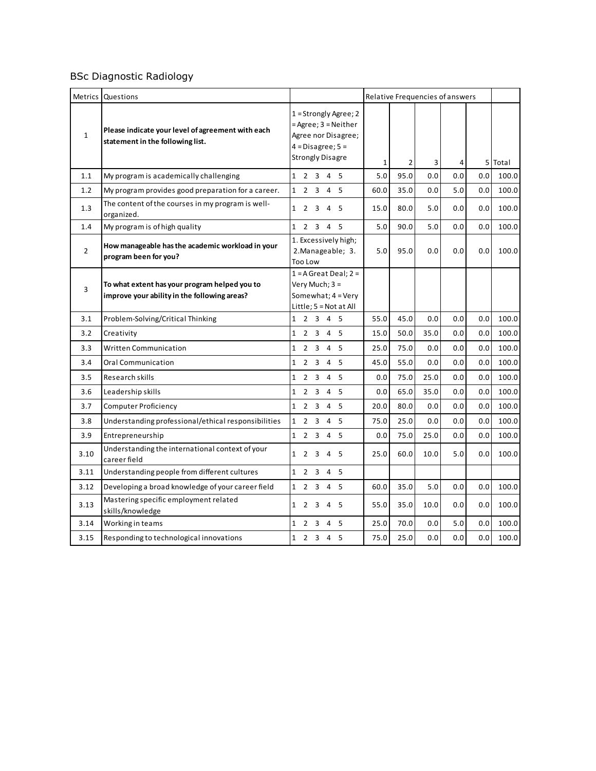BSc Diagnostic Radiology

| Metrics | Questions | | Relative Frequencies of answers | | | | | |
|---|---|---|---|---|---|---|---|---|
| 1 | **Please indicate your level of agreement with each statement in the following list.** | 1 = Strongly Agree; 2 = Agree; 3 = Neither Agree nor Disagree; 4 = Disagree; 5 = Strongly Disagre | 1 | 2 | 3 | 4 | 5 | Total |
| 1.1 | My program is academically challenging | 1 2 3 4 5 | 5.0 | 95.0 | 0.0 | 0.0 | 0.0 | 100.0 |
| 1.2 | My program provides good preparation for a career. | 1 2 3 4 5 | 60.0 | 35.0 | 0.0 | 5.0 | 0.0 | 100.0 |
| 1.3 | The content of the courses in my program is well-organized. | 1 2 3 4 5 | 15.0 | 80.0 | 5.0 | 0.0 | 0.0 | 100.0 |
| 1.4 | My program is of high quality | 1 2 3 4 5 | 5.0 | 90.0 | 5.0 | 0.0 | 0.0 | 100.0 |
| 2 | **How manageable has the academic workload in your program been for you?** | 1. Excessively high; 2.Manageable; 3. Too Low | 5.0 | 95.0 | 0.0 | 0.0 | 0.0 | 100.0 |
| 3 | **To what extent has your program helped you to improve your ability in the following areas?** | 1 = A Great Deal; 2 = Very Much; 3 = Somewhat; 4 = Very Little; 5 = Not at All | | | | | | |
| 3.1 | Problem-Solving/Critical Thinking | 1 2 3 4 5 | 55.0 | 45.0 | 0.0 | 0.0 | 0.0 | 100.0 |
| 3.2 | Creativity | 1 2 3 4 5 | 15.0 | 50.0 | 35.0 | 0.0 | 0.0 | 100.0 |
| 3.3 | Written Communication | 1 2 3 4 5 | 25.0 | 75.0 | 0.0 | 0.0 | 0.0 | 100.0 |
| 3.4 | Oral Communication | 1 2 3 4 5 | 45.0 | 55.0 | 0.0 | 0.0 | 0.0 | 100.0 |
| 3.5 | Research skills | 1 2 3 4 5 | 0.0 | 75.0 | 25.0 | 0.0 | 0.0 | 100.0 |
| 3.6 | Leadership skills | 1 2 3 4 5 | 0.0 | 65.0 | 35.0 | 0.0 | 0.0 | 100.0 |
| 3.7 | Computer Proficiency | 1 2 3 4 5 | 20.0 | 80.0 | 0.0 | 0.0 | 0.0 | 100.0 |
| 3.8 | Understanding professional/ethical responsibilities | 1 2 3 4 5 | 75.0 | 25.0 | 0.0 | 0.0 | 0.0 | 100.0 |
| 3.9 | Entrepreneurship | 1 2 3 4 5 | 0.0 | 75.0 | 25.0 | 0.0 | 0.0 | 100.0 |
| 3.10 | Understanding the international context of your career field | 1 2 3 4 5 | 25.0 | 60.0 | 10.0 | 5.0 | 0.0 | 100.0 |
| 3.11 | Understanding people from different cultures | 1 2 3 4 5 | | | | | | |
| 3.12 | Developing a broad knowledge of your career field | 1 2 3 4 5 | 60.0 | 35.0 | 5.0 | 0.0 | 0.0 | 100.0 |
| 3.13 | Mastering specific employment related skills/knowledge | 1 2 3 4 5 | 55.0 | 35.0 | 10.0 | 0.0 | 0.0 | 100.0 |
| 3.14 | Working in teams | 1 2 3 4 5 | 25.0 | 70.0 | 0.0 | 5.0 | 0.0 | 100.0 |
| 3.15 | Responding to technological innovations | 1 2 3 4 5 | 75.0 | 25.0 | 0.0 | 0.0 | 0.0 | 100.0 |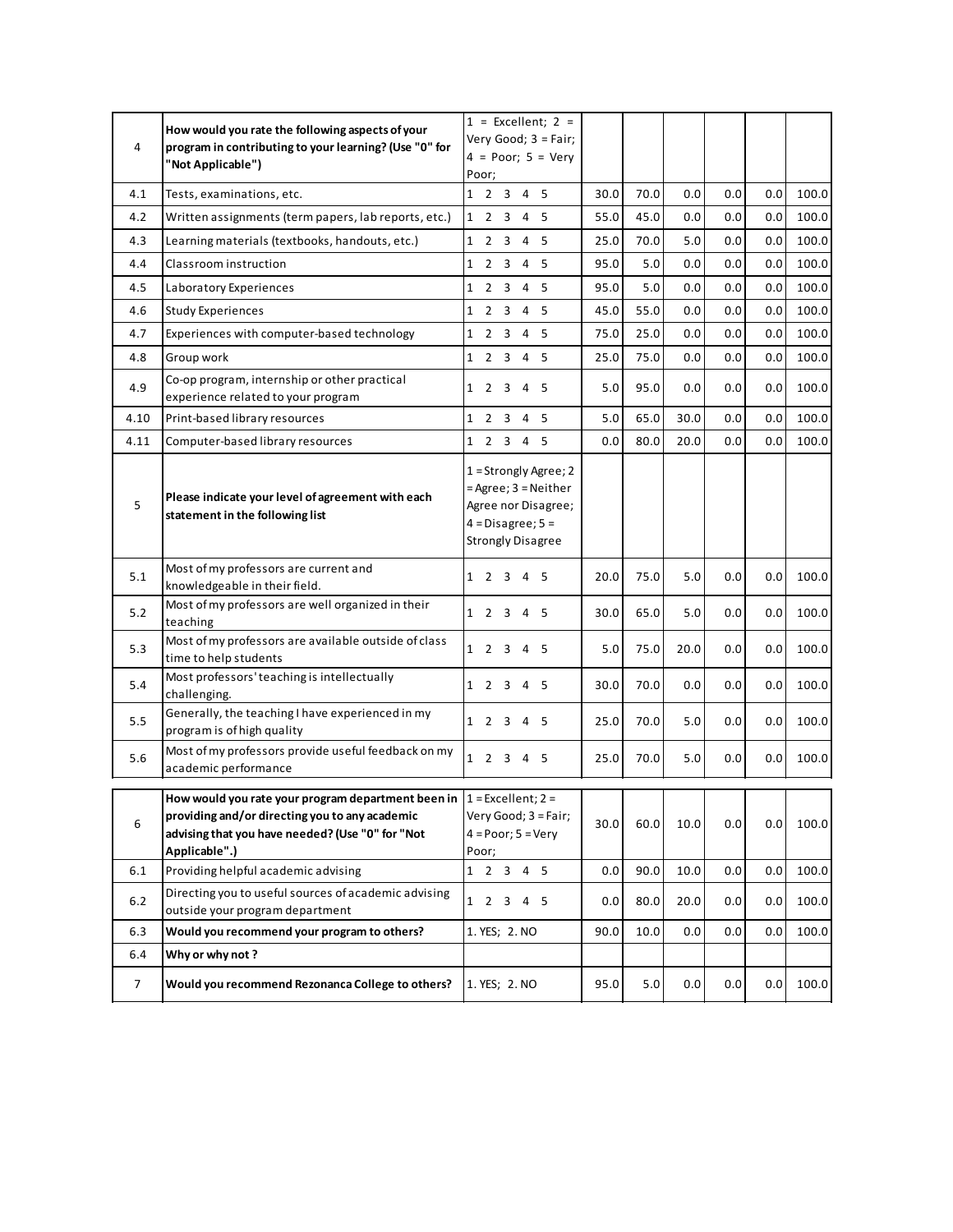| 4 | **How would you rate the following aspects of your program in contributing to your learning? (Use "0" for "Not Applicable")** | 1 = Excellent; 2 = Very Good; 3 = Fair; 4 = Poor; 5 = Very Poor; | | | | | | |
|---|---|---|---|---|---|---|---|---|
| 4.1 | Tests, examinations, etc. | 1 2 3 4 5 | 30.0 | 70.0 | 0.0 | 0.0 | 0.0 | 100.0 |
| 4.2 | Written assignments (term papers, lab reports, etc.) | 1 2 3 4 5 | 55.0 | 45.0 | 0.0 | 0.0 | 0.0 | 100.0 |
| 4.3 | Learning materials (textbooks, handouts, etc.) | 1 2 3 4 5 | 25.0 | 70.0 | 5.0 | 0.0 | 0.0 | 100.0 |
| 4.4 | Classroom instruction | 1 2 3 4 5 | 95.0 | 5.0 | 0.0 | 0.0 | 0.0 | 100.0 |
| 4.5 | Laboratory Experiences | 1 2 3 4 5 | 95.0 | 5.0 | 0.0 | 0.0 | 0.0 | 100.0 |
| 4.6 | Study Experiences | 1 2 3 4 5 | 45.0 | 55.0 | 0.0 | 0.0 | 0.0 | 100.0 |
| 4.7 | Experiences with computer-based technology | 1 2 3 4 5 | 75.0 | 25.0 | 0.0 | 0.0 | 0.0 | 100.0 |
| 4.8 | Group work | 1 2 3 4 5 | 25.0 | 75.0 | 0.0 | 0.0 | 0.0 | 100.0 |
| 4.9 | Co-op program, internship or other practical experience related to your program | 1 2 3 4 5 | 5.0 | 95.0 | 0.0 | 0.0 | 0.0 | 100.0 |
| 4.10 | Print-based library resources | 1 2 3 4 5 | 5.0 | 65.0 | 30.0 | 0.0 | 0.0 | 100.0 |
| 4.11 | Computer-based library resources | 1 2 3 4 5 | 0.0 | 80.0 | 20.0 | 0.0 | 0.0 | 100.0 |
| 5 | **Please indicate your level of agreement with each statement in the following list** | 1 = Strongly Agree; 2 = Agree; 3 = Neither Agree nor Disagree; 4 = Disagree; 5 = Strongly Disagree | | | | | | |
| 5.1 | Most of my professors are current and knowledgeable in their field. | 1 2 3 4 5 | 20.0 | 75.0 | 5.0 | 0.0 | 0.0 | 100.0 |
| 5.2 | Most of my professors are well organized in their teaching | 1 2 3 4 5 | 30.0 | 65.0 | 5.0 | 0.0 | 0.0 | 100.0 |
| 5.3 | Most of my professors are available outside of class time to help students | 1 2 3 4 5 | 5.0 | 75.0 | 20.0 | 0.0 | 0.0 | 100.0 |
| 5.4 | Most professors' teaching is intellectually challenging. | 1 2 3 4 5 | 30.0 | 70.0 | 0.0 | 0.0 | 0.0 | 100.0 |
| 5.5 | Generally, the teaching I have experienced in my program is of high quality | 1 2 3 4 5 | 25.0 | 70.0 | 5.0 | 0.0 | 0.0 | 100.0 |
| 5.6 | Most of my professors provide useful feedback on my academic performance | 1 2 3 4 5 | 25.0 | 70.0 | 5.0 | 0.0 | 0.0 | 100.0 |

| 6 | **How would you rate your program department been in providing and/or directing you to any academic advising that you have needed? (Use "0" for "Not Applicable".)** | 1 = Excellent; 2 = Very Good; 3 = Fair; 4 = Poor; 5 = Very Poor; | 30.0 | 60.0 | 10.0 | 0.0 | 0.0 | 100.0 |
|---|---|---|---|---|---|---|---|---|
| 6.1 | Providing helpful academic advising | 1 2 3 4 5 | 0.0 | 90.0 | 10.0 | 0.0 | 0.0 | 100.0 |
| 6.2 | Directing you to useful sources of academic advising outside your program department | 1 2 3 4 5 | 0.0 | 80.0 | 20.0 | 0.0 | 0.0 | 100.0 |
| 6.3 | **Would you recommend your program to others?** | 1. YES; 2. NO | 90.0 | 10.0 | 0.0 | 0.0 | 0.0 | 100.0 |
| 6.4 | **Why or why not ?** | | | | | | | |
| 7 | **Would you recommend Rezonanca College to others?** | 1. YES; 2. NO | 95.0 | 5.0 | 0.0 | 0.0 | 0.0 | 100.0 |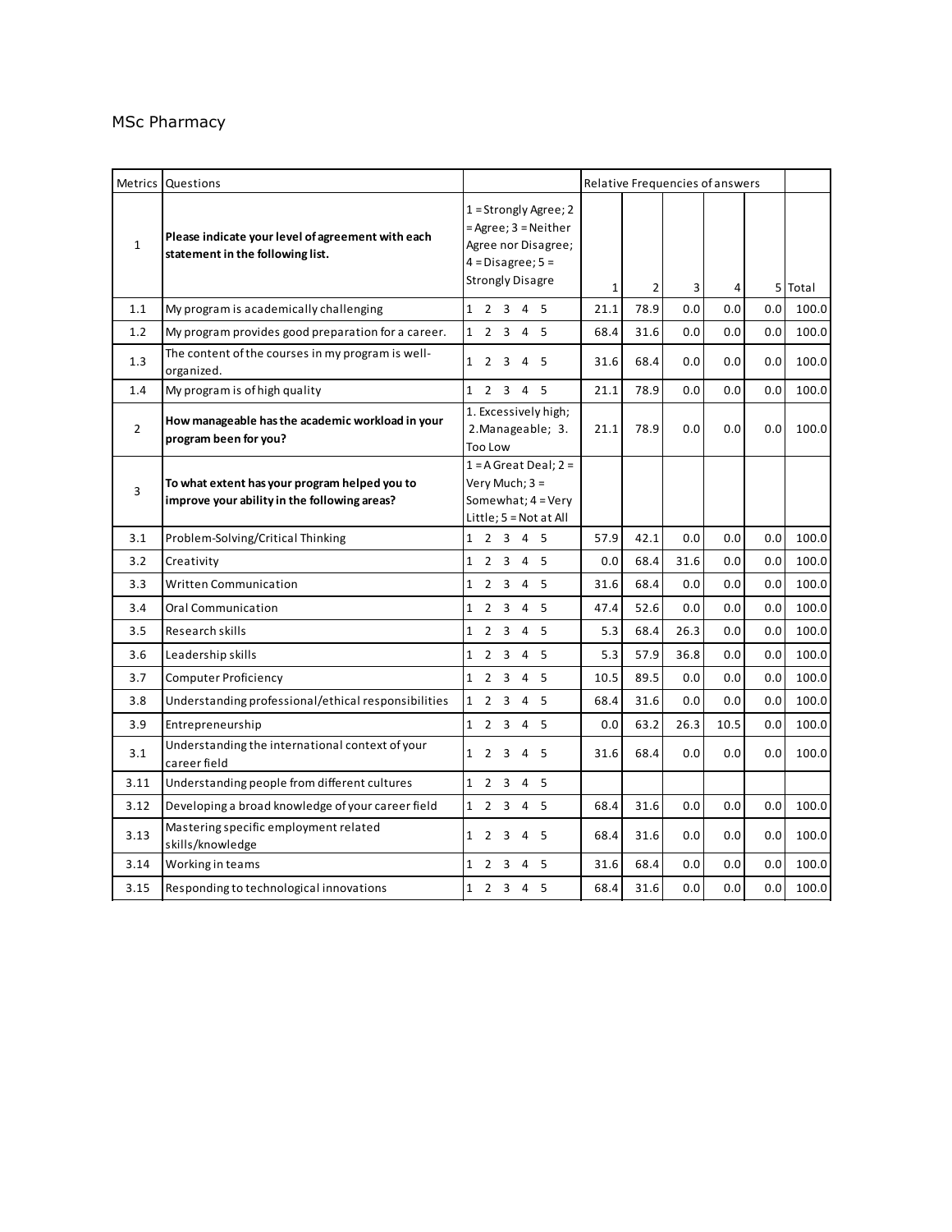MSc Pharmacy

| Metrics | Questions | | Relative Frequencies of answers | | | | | |
|---|---|---|---|---|---|---|---|---|
| 1 | **Please indicate your level of agreement with each statement in the following list.** | 1 = Strongly Agree; 2 = Agree; 3 = Neither Agree nor Disagree; 4 = Disagree; 5 = Strongly Disagre | 1 | 2 | 3 | 4 | 5 | Total |
| 1.1 | My program is academically challenging | 1 2 3 4 5 | 21.1 | 78.9 | 0.0 | 0.0 | 0.0 | 100.0 |
| 1.2 | My program provides good preparation for a career. | 1 2 3 4 5 | 68.4 | 31.6 | 0.0 | 0.0 | 0.0 | 100.0 |
| 1.3 | The content of the courses in my program is well-organized. | 1 2 3 4 5 | 31.6 | 68.4 | 0.0 | 0.0 | 0.0 | 100.0 |
| 1.4 | My program is of high quality | 1 2 3 4 5 | 21.1 | 78.9 | 0.0 | 0.0 | 0.0 | 100.0 |
| 2 | **How manageable has the academic workload in your program been for you?** | 1. Excessively high; 2.Manageable; 3. Too Low | 21.1 | 78.9 | 0.0 | 0.0 | 0.0 | 100.0 |
| 3 | **To what extent has your program helped you to improve your ability in the following areas?** | 1 = A Great Deal; 2 = Very Much; 3 = Somewhat; 4 = Very Little; 5 = Not at All | | | | | | |
| 3.1 | Problem-Solving/Critical Thinking | 1 2 3 4 5 | 57.9 | 42.1 | 0.0 | 0.0 | 0.0 | 100.0 |
| 3.2 | Creativity | 1 2 3 4 5 | 0.0 | 68.4 | 31.6 | 0.0 | 0.0 | 100.0 |
| 3.3 | Written Communication | 1 2 3 4 5 | 31.6 | 68.4 | 0.0 | 0.0 | 0.0 | 100.0 |
| 3.4 | Oral Communication | 1 2 3 4 5 | 47.4 | 52.6 | 0.0 | 0.0 | 0.0 | 100.0 |
| 3.5 | Research skills | 1 2 3 4 5 | 5.3 | 68.4 | 26.3 | 0.0 | 0.0 | 100.0 |
| 3.6 | Leadership skills | 1 2 3 4 5 | 5.3 | 57.9 | 36.8 | 0.0 | 0.0 | 100.0 |
| 3.7 | Computer Proficiency | 1 2 3 4 5 | 10.5 | 89.5 | 0.0 | 0.0 | 0.0 | 100.0 |
| 3.8 | Understanding professional/ethical responsibilities | 1 2 3 4 5 | 68.4 | 31.6 | 0.0 | 0.0 | 0.0 | 100.0 |
| 3.9 | Entrepreneurship | 1 2 3 4 5 | 0.0 | 63.2 | 26.3 | 10.5 | 0.0 | 100.0 |
| 3.1 | Understanding the international context of your career field | 1 2 3 4 5 | 31.6 | 68.4 | 0.0 | 0.0 | 0.0 | 100.0 |
| 3.11 | Understanding people from different cultures | 1 2 3 4 5 | | | | | | |
| 3.12 | Developing a broad knowledge of your career field | 1 2 3 4 5 | 68.4 | 31.6 | 0.0 | 0.0 | 0.0 | 100.0 |
| 3.13 | Mastering specific employment related skills/knowledge | 1 2 3 4 5 | 68.4 | 31.6 | 0.0 | 0.0 | 0.0 | 100.0 |
| 3.14 | Working in teams | 1 2 3 4 5 | 31.6 | 68.4 | 0.0 | 0.0 | 0.0 | 100.0 |
| 3.15 | Responding to technological innovations | 1 2 3 4 5 | 68.4 | 31.6 | 0.0 | 0.0 | 0.0 | 100.0 |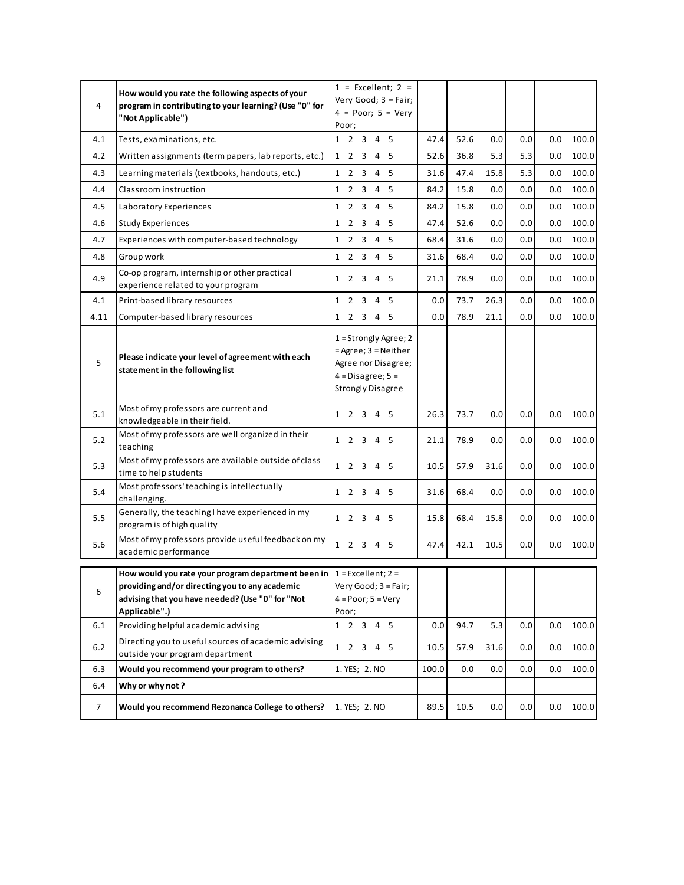| | | | | | | | | |
|---|---|---|---|---|---|---|---|---|
| 4 | **How would you rate the following aspects of your program in contributing to your learning? (Use "0" for "Not Applicable")** | 1 = Excellent; 2 = Very Good; 3 = Fair; 4 = Poor; 5 = Very Poor; | | | | | | |
| 4.1 | Tests, examinations, etc. | 1 2 3 4 5 | 47.4 | 52.6 | 0.0 | 0.0 | 0.0 | 100.0 |
| 4.2 | Written assignments (term papers, lab reports, etc.) | 1 2 3 4 5 | 52.6 | 36.8 | 5.3 | 5.3 | 0.0 | 100.0 |
| 4.3 | Learning materials (textbooks, handouts, etc.) | 1 2 3 4 5 | 31.6 | 47.4 | 15.8 | 5.3 | 0.0 | 100.0 |
| 4.4 | Classroom instruction | 1 2 3 4 5 | 84.2 | 15.8 | 0.0 | 0.0 | 0.0 | 100.0 |
| 4.5 | Laboratory Experiences | 1 2 3 4 5 | 84.2 | 15.8 | 0.0 | 0.0 | 0.0 | 100.0 |
| 4.6 | Study Experiences | 1 2 3 4 5 | 47.4 | 52.6 | 0.0 | 0.0 | 0.0 | 100.0 |
| 4.7 | Experiences with computer-based technology | 1 2 3 4 5 | 68.4 | 31.6 | 0.0 | 0.0 | 0.0 | 100.0 |
| 4.8 | Group work | 1 2 3 4 5 | 31.6 | 68.4 | 0.0 | 0.0 | 0.0 | 100.0 |
| 4.9 | Co-op program, internship or other practical experience related to your program | 1 2 3 4 5 | 21.1 | 78.9 | 0.0 | 0.0 | 0.0 | 100.0 |
| 4.1 | Print-based library resources | 1 2 3 4 5 | 0.0 | 73.7 | 26.3 | 0.0 | 0.0 | 100.0 |
| 4.11 | Computer-based library resources | 1 2 3 4 5 | 0.0 | 78.9 | 21.1 | 0.0 | 0.0 | 100.0 |
| 5 | **Please indicate your level of agreement with each statement in the following list** | 1 = Strongly Agree; 2 = Agree; 3 = Neither Agree nor Disagree; 4 = Disagree; 5 = Strongly Disagree | | | | | | |
| 5.1 | Most of my professors are current and knowledgeable in their field. | 1 2 3 4 5 | 26.3 | 73.7 | 0.0 | 0.0 | 0.0 | 100.0 |
| 5.2 | Most of my professors are well organized in their teaching | 1 2 3 4 5 | 21.1 | 78.9 | 0.0 | 0.0 | 0.0 | 100.0 |
| 5.3 | Most of my professors are available outside of class time to help students | 1 2 3 4 5 | 10.5 | 57.9 | 31.6 | 0.0 | 0.0 | 100.0 |
| 5.4 | Most professors' teaching is intellectually challenging. | 1 2 3 4 5 | 31.6 | 68.4 | 0.0 | 0.0 | 0.0 | 100.0 |
| 5.5 | Generally, the teaching I have experienced in my program is of high quality | 1 2 3 4 5 | 15.8 | 68.4 | 15.8 | 0.0 | 0.0 | 100.0 |
| 5.6 | Most of my professors provide useful feedback on my academic performance | 1 2 3 4 5 | 47.4 | 42.1 | 10.5 | 0.0 | 0.0 | 100.0 |
| 6 | **How would you rate your program department been in providing and/or directing you to any academic advising that you have needed? (Use "0" for "Not Applicable".)** | 1 = Excellent; 2 = Very Good; 3 = Fair; 4 = Poor; 5 = Very Poor; | | | | | | |
| 6.1 | Providing helpful academic advising | 1 2 3 4 5 | 0.0 | 94.7 | 5.3 | 0.0 | 0.0 | 100.0 |
| 6.2 | Directing you to useful sources of academic advising outside your program department | 1 2 3 4 5 | 10.5 | 57.9 | 31.6 | 0.0 | 0.0 | 100.0 |
| 6.3 | **Would you recommend your program to others?** | 1. YES; 2. NO | 100.0 | 0.0 | 0.0 | 0.0 | 0.0 | 100.0 |
| 6.4 | **Why or why not ?** | | | | | | | |
| 7 | **Would you recommend Rezonanca College to others?** | 1. YES; 2. NO | 89.5 | 10.5 | 0.0 | 0.0 | 0.0 | 100.0 |